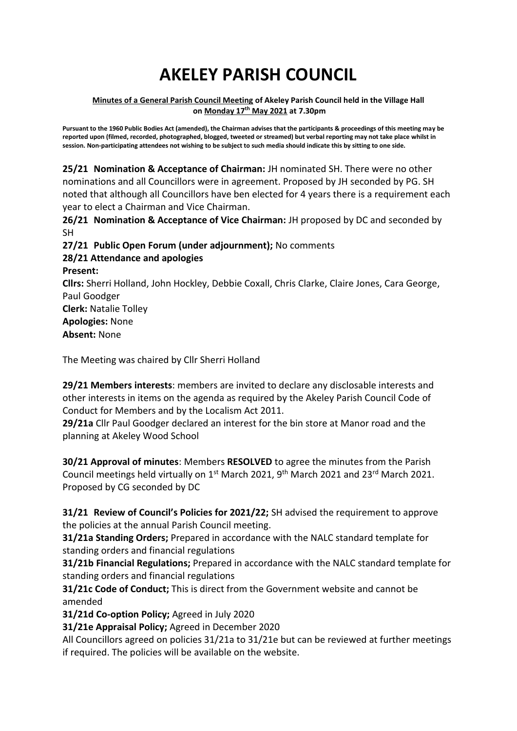# AKELEY PARISH COUNCIL

**Minutes of a General Parish Council Meeting of Akeley Parish Council held in the Village Hall on Monday 17th May 2021 at 7.30pm**

**Pursuant to the 1960 Public Bodies Act (amended), the Chairman advises that the participants & proceedings of this meeting may be reported upon (filmed, recorded, photographed, blogged, tweeted or streamed) but verbal reporting may not take place whilst in session. Non-participating attendees not wishing to be subject to such media should indicate this by sitting to one side.**

**25/21 Nomination & Acceptance of Chairman:** JH nominated SH. There were no other nominations and all Councillors were in agreement. Proposed by JH seconded by PG. SH noted that although all Councillors have ben elected for 4 years there is a requirement each year to elect a Chairman and Vice Chairman.

**26/21 Nomination & Acceptance of Vice Chairman:** JH proposed by DC and seconded by SH

**27/21 Public Open Forum (under adjournment);** No comments

**28/21 Attendance and apologies**

**Present:**

**Cllrs:** Sherri Holland, John Hockley, Debbie Coxall, Chris Clarke, Claire Jones, Cara George, Paul Goodger

**Clerk:** Natalie Tolley

**Apologies:** None

**Absent:** None

The Meeting was chaired by Cllr Sherri Holland

**29/21 Members interests**: members are invited to declare any disclosable interests and other interests in items on the agenda as required by the Akeley Parish Council Code of Conduct for Members and by the Localism Act 2011.

**29/21a** Cllr Paul Goodger declared an interest for the bin store at Manor road and the planning at Akeley Wood School

**30/21 Approval of minutes**: Members **RESOLVED** to agree the minutes from the Parish Council meetings held virtually on 1st March 2021, 9th March 2021 and 23rd March 2021. Proposed by CG seconded by DC

**31/21 Review of Council's Policies for 2021/22;** SH advised the requirement to approve the policies at the annual Parish Council meeting.

**31/21a Standing Orders;** Prepared in accordance with the NALC standard template for standing orders and financial regulations

**31/21b Financial Regulations;** Prepared in accordance with the NALC standard template for standing orders and financial regulations

**31/21c Code of Conduct;** This is direct from the Government website and cannot be amended

**31/21d Co-option Policy;** Agreed in July 2020

**31/21e Appraisal Policy;** Agreed in December 2020

All Councillors agreed on policies 31/21a to 31/21e but can be reviewed at further meetings if required. The policies will be available on the website.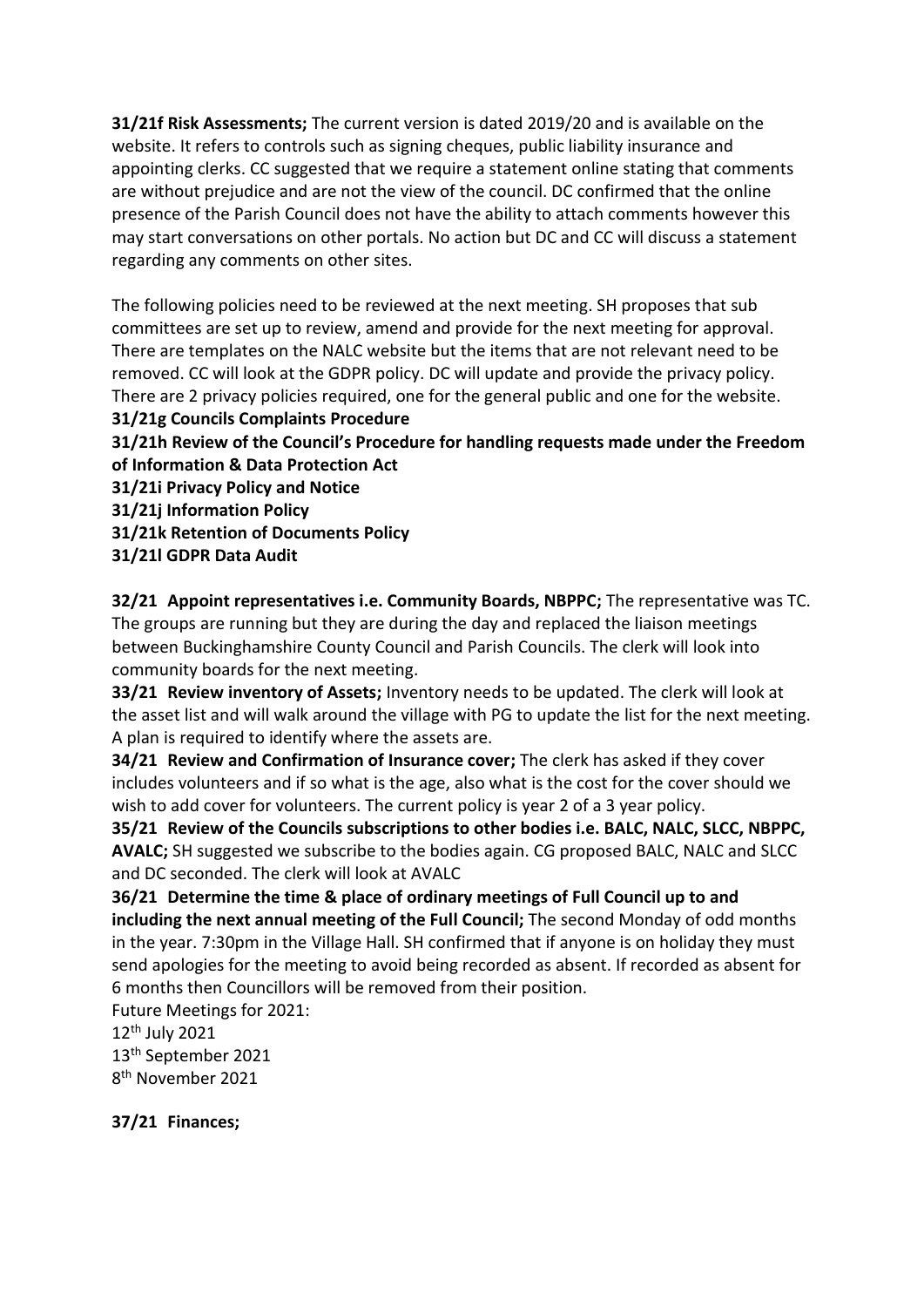**31/21f Risk Assessments;** The current version is dated 2019/20 and is available on the website. It refers to controls such as signing cheques, public liability insurance and appointing clerks. CC suggested that we require a statement online stating that comments are without prejudice and are not the view of the council. DC confirmed that the online presence of the Parish Council does not have the ability to attach comments however this may start conversations on other portals. No action but DC and CC will discuss a statement regarding any comments on other sites.

The following policies need to be reviewed at the next meeting. SH proposes that sub committees are set up to review, amend and provide for the next meeting for approval. There are templates on the NALC website but the items that are not relevant need to be removed. CC will look at the GDPR policy. DC will update and provide the privacy policy. There are 2 privacy policies required, one for the general public and one for the website.

**31/21g Councils Complaints Procedure**

**31/21h Review of the Council's Procedure for handling requests made under the Freedom of Information & Data Protection Act**

**31/21i Privacy Policy and Notice**

**31/21j Information Policy**

**31/21k Retention of Documents Policy**

**31/21l GDPR Data Audit**

**32/21 Appoint representatives i.e. Community Boards, NBPPC;** The representative was TC. The groups are running but they are during the day and replaced the liaison meetings between Buckinghamshire County Council and Parish Councils. The clerk will look into community boards for the next meeting.

**33/21 Review inventory of Assets;** Inventory needs to be updated. The clerk will look at the asset list and will walk around the village with PG to update the list for the next meeting. A plan is required to identify where the assets are.

**34/21 Review and Confirmation of Insurance cover;** The clerk has asked if they cover includes volunteers and if so what is the age, also what is the cost for the cover should we wish to add cover for volunteers. The current policy is year 2 of a 3 year policy.

**35/21 Review of the Councils subscriptions to other bodies i.e. BALC, NALC, SLCC, NBPPC, AVALC;** SH suggested we subscribe to the bodies again. CG proposed BALC, NALC and SLCC and DC seconded. The clerk will look at AVALC

**36/21 Determine the time & place of ordinary meetings of Full Council up to and including the next annual meeting of the Full Council;** The second Monday of odd months in the year. 7:30pm in the Village Hall. SH confirmed that if anyone is on holiday they must send apologies for the meeting to avoid being recorded as absent. If recorded as absent for 6 months then Councillors will be removed from their position.

Future Meetings for 2021:

12th July 2021

13th September 2021

8th November 2021

**37/21 Finances;**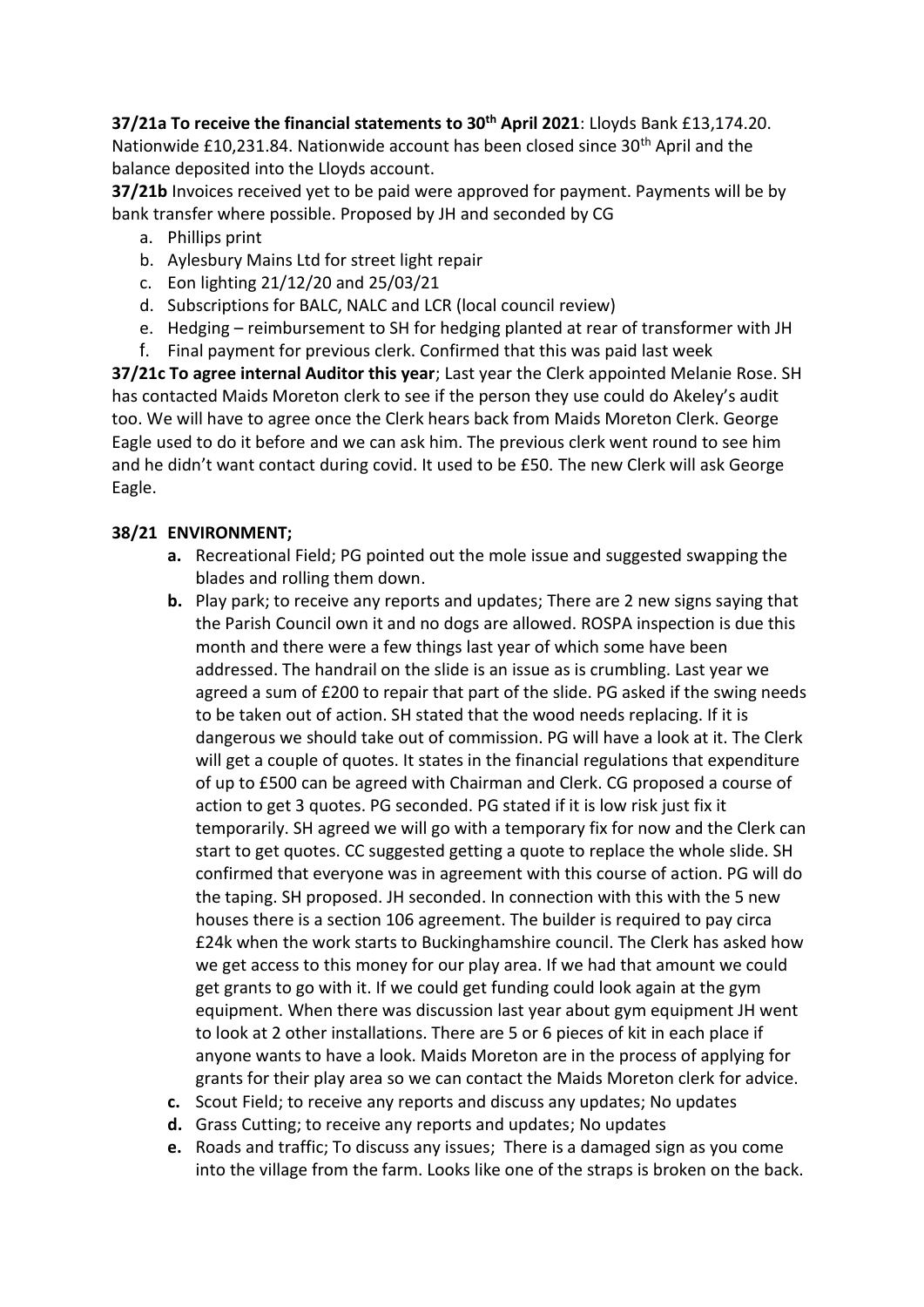**37/21a To receive the financial statements to 30th April 2021**: Lloyds Bank £13,174.20. Nationwide £10,231.84. Nationwide account has been closed since 30th April and the balance deposited into the Lloyds account.

**37/21b** Invoices received yet to be paid were approved for payment. Payments will be by bank transfer where possible. Proposed by JH and seconded by CG

a. Phillips print
b. Aylesbury Mains Ltd for street light repair
c. Eon lighting 21/12/20 and 25/03/21
d. Subscriptions for BALC, NALC and LCR (local council review)
e. Hedging – reimbursement to SH for hedging planted at rear of transformer with JH
f. Final payment for previous clerk. Confirmed that this was paid last week

**37/21c To agree internal Auditor this year**; Last year the Clerk appointed Melanie Rose. SH has contacted Maids Moreton clerk to see if the person they use could do Akeley's audit too. We will have to agree once the Clerk hears back from Maids Moreton Clerk. George Eagle used to do it before and we can ask him. The previous clerk went round to see him and he didn't want contact during covid. It used to be £50. The new Clerk will ask George Eagle.

## 38/21 ENVIRONMENT;

a. Recreational Field; PG pointed out the mole issue and suggested swapping the blades and rolling them down.
b. Play park; to receive any reports and updates; There are 2 new signs saying that the Parish Council own it and no dogs are allowed. ROSPA inspection is due this month and there were a few things last year of which some have been addressed. The handrail on the slide is an issue as is crumbling. Last year we agreed a sum of £200 to repair that part of the slide. PG asked if the swing needs to be taken out of action. SH stated that the wood needs replacing. If it is dangerous we should take out of commission. PG will have a look at it. The Clerk will get a couple of quotes. It states in the financial regulations that expenditure of up to £500 can be agreed with Chairman and Clerk. CG proposed a course of action to get 3 quotes. PG seconded. PG stated if it is low risk just fix it temporarily. SH agreed we will go with a temporary fix for now and the Clerk can start to get quotes. CC suggested getting a quote to replace the whole slide. SH confirmed that everyone was in agreement with this course of action. PG will do the taping. SH proposed. JH seconded. In connection with this with the 5 new houses there is a section 106 agreement. The builder is required to pay circa £24k when the work starts to Buckinghamshire council. The Clerk has asked how we get access to this money for our play area. If we had that amount we could get grants to go with it. If we could get funding could look again at the gym equipment. When there was discussion last year about gym equipment JH went to look at 2 other installations. There are 5 or 6 pieces of kit in each place if anyone wants to have a look. Maids Moreton are in the process of applying for grants for their play area so we can contact the Maids Moreton clerk for advice.
c. Scout Field; to receive any reports and discuss any updates; No updates
d. Grass Cutting; to receive any reports and updates; No updates
e. Roads and traffic; To discuss any issues; There is a damaged sign as you come into the village from the farm. Looks like one of the straps is broken on the back.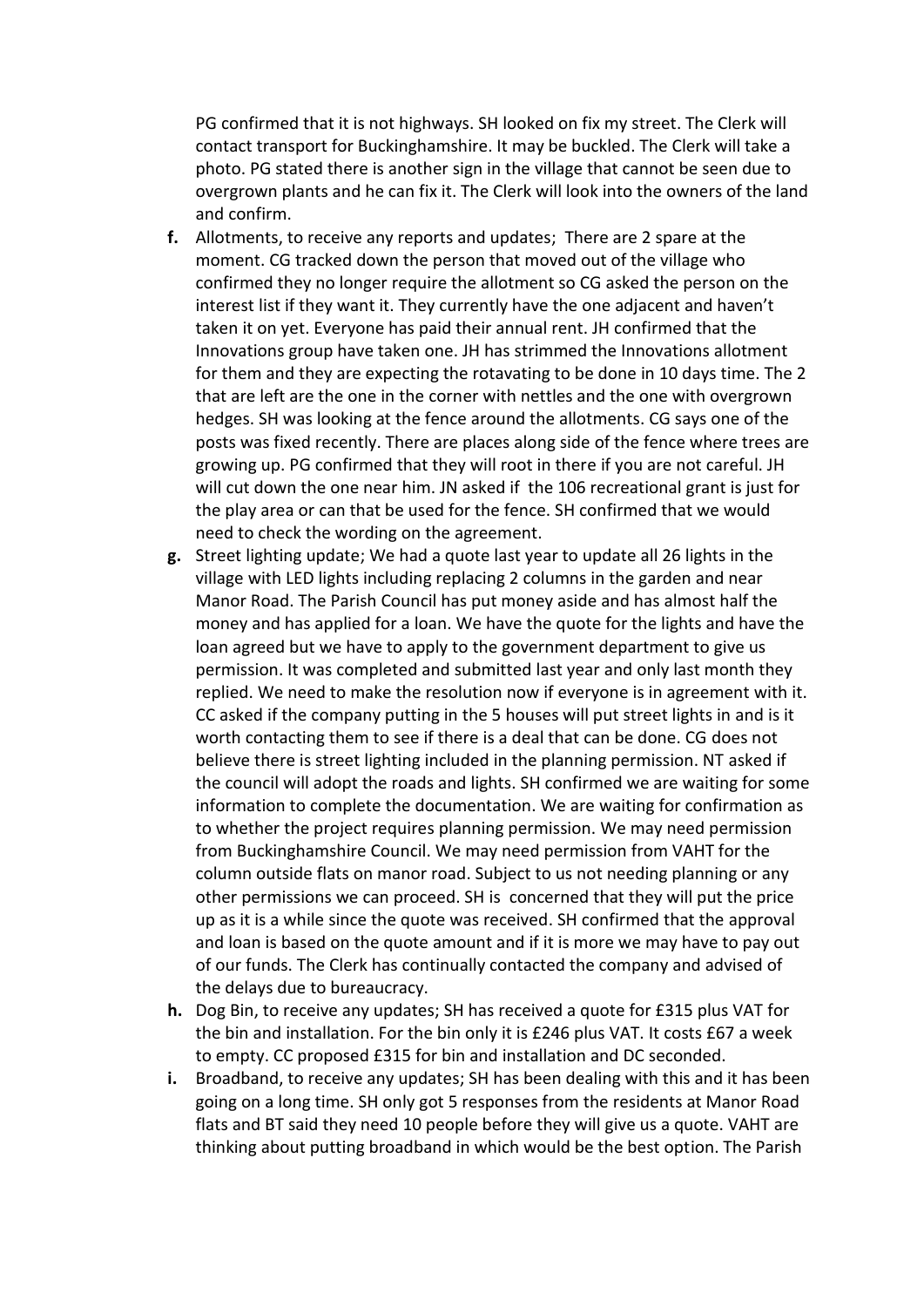PG confirmed that it is not highways. SH looked on fix my street. The Clerk will contact transport for Buckinghamshire. It may be buckled. The Clerk will take a photo. PG stated there is another sign in the village that cannot be seen due to overgrown plants and he can fix it. The Clerk will look into the owners of the land and confirm.

**f.** Allotments, to receive any reports and updates; There are 2 spare at the moment. CG tracked down the person that moved out of the village who confirmed they no longer require the allotment so CG asked the person on the interest list if they want it. They currently have the one adjacent and haven't taken it on yet. Everyone has paid their annual rent. JH confirmed that the Innovations group have taken one. JH has strimmed the Innovations allotment for them and they are expecting the rotavating to be done in 10 days time. The 2 that are left are the one in the corner with nettles and the one with overgrown hedges. SH was looking at the fence around the allotments. CG says one of the posts was fixed recently. There are places along side of the fence where trees are growing up. PG confirmed that they will root in there if you are not careful. JH will cut down the one near him. JN asked if the 106 recreational grant is just for the play area or can that be used for the fence. SH confirmed that we would need to check the wording on the agreement.

**g.** Street lighting update; We had a quote last year to update all 26 lights in the village with LED lights including replacing 2 columns in the garden and near Manor Road. The Parish Council has put money aside and has almost half the money and has applied for a loan. We have the quote for the lights and have the loan agreed but we have to apply to the government department to give us permission. It was completed and submitted last year and only last month they replied. We need to make the resolution now if everyone is in agreement with it. CC asked if the company putting in the 5 houses will put street lights in and is it worth contacting them to see if there is a deal that can be done. CG does not believe there is street lighting included in the planning permission. NT asked if the council will adopt the roads and lights. SH confirmed we are waiting for some information to complete the documentation. We are waiting for confirmation as to whether the project requires planning permission. We may need permission from Buckinghamshire Council. We may need permission from VAHT for the column outside flats on manor road. Subject to us not needing planning or any other permissions we can proceed. SH is concerned that they will put the price up as it is a while since the quote was received. SH confirmed that the approval and loan is based on the quote amount and if it is more we may have to pay out of our funds. The Clerk has continually contacted the company and advised of the delays due to bureaucracy.

**h.** Dog Bin, to receive any updates; SH has received a quote for £315 plus VAT for the bin and installation. For the bin only it is £246 plus VAT. It costs £67 a week to empty. CC proposed £315 for bin and installation and DC seconded.

**i.** Broadband, to receive any updates; SH has been dealing with this and it has been going on a long time. SH only got 5 responses from the residents at Manor Road flats and BT said they need 10 people before they will give us a quote. VAHT are thinking about putting broadband in which would be the best option. The Parish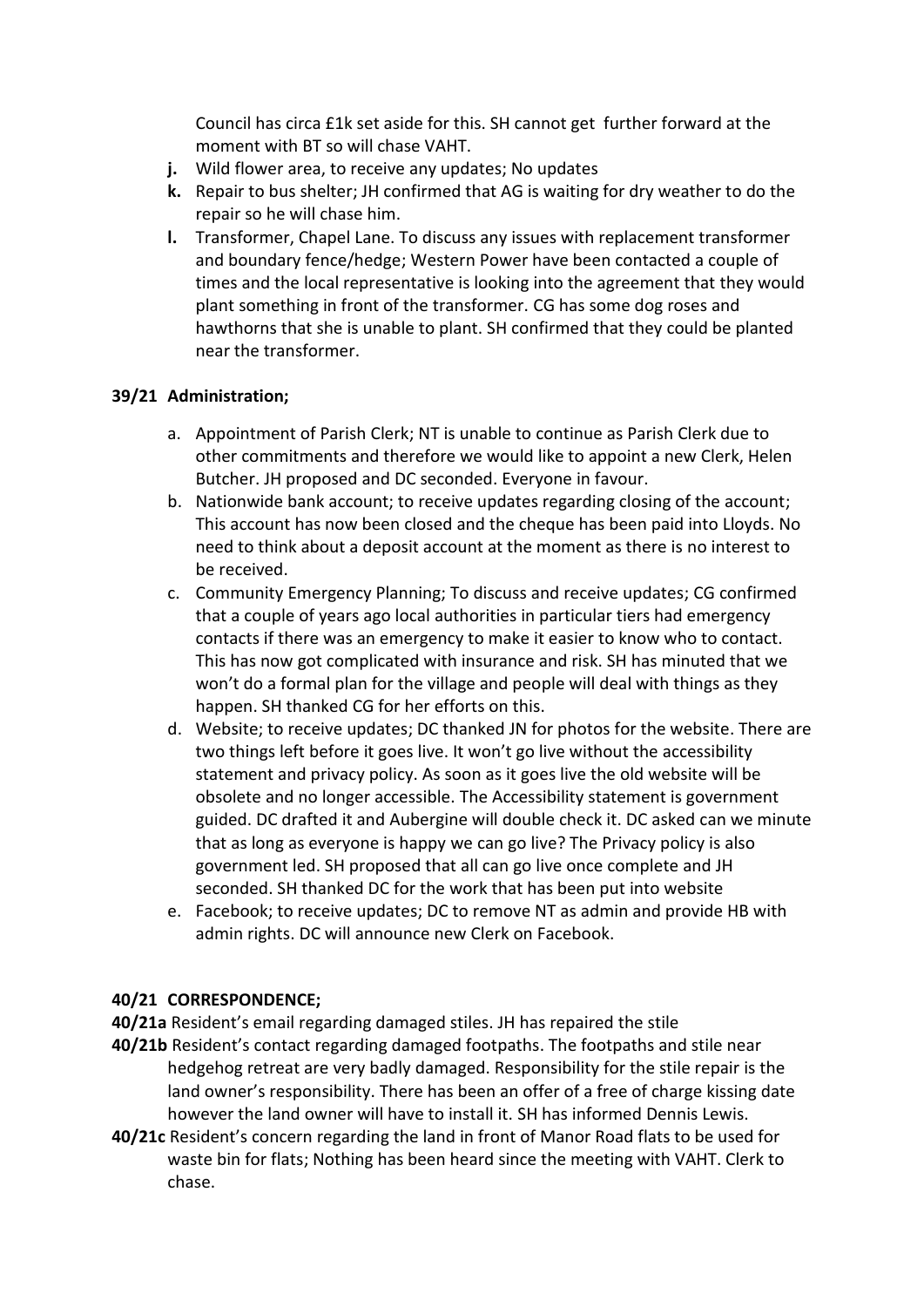Council has circa £1k set aside for this. SH cannot get further forward at the moment with BT so will chase VAHT.

- **j.** Wild flower area, to receive any updates; No updates
- **k.** Repair to bus shelter; JH confirmed that AG is waiting for dry weather to do the repair so he will chase him.
- **l.** Transformer, Chapel Lane. To discuss any issues with replacement transformer and boundary fence/hedge; Western Power have been contacted a couple of times and the local representative is looking into the agreement that they would plant something in front of the transformer. CG has some dog roses and hawthorns that she is unable to plant. SH confirmed that they could be planted near the transformer.

**39/21 Administration;**

a. Appointment of Parish Clerk; NT is unable to continue as Parish Clerk due to other commitments and therefore we would like to appoint a new Clerk, Helen Butcher. JH proposed and DC seconded. Everyone in favour.

b. Nationwide bank account; to receive updates regarding closing of the account; This account has now been closed and the cheque has been paid into Lloyds. No need to think about a deposit account at the moment as there is no interest to be received.

c. Community Emergency Planning; To discuss and receive updates; CG confirmed that a couple of years ago local authorities in particular tiers had emergency contacts if there was an emergency to make it easier to know who to contact. This has now got complicated with insurance and risk. SH has minuted that we won't do a formal plan for the village and people will deal with things as they happen. SH thanked CG for her efforts on this.

d. Website; to receive updates; DC thanked JN for photos for the website. There are two things left before it goes live. It won't go live without the accessibility statement and privacy policy. As soon as it goes live the old website will be obsolete and no longer accessible. The Accessibility statement is government guided. DC drafted it and Aubergine will double check it. DC asked can we minute that as long as everyone is happy we can go live? The Privacy policy is also government led. SH proposed that all can go live once complete and JH seconded. SH thanked DC for the work that has been put into website

e. Facebook; to receive updates; DC to remove NT as admin and provide HB with admin rights. DC will announce new Clerk on Facebook.

**40/21 CORRESPONDENCE;**

**40/21a** Resident's email regarding damaged stiles. JH has repaired the stile

**40/21b** Resident's contact regarding damaged footpaths. The footpaths and stile near hedgehog retreat are very badly damaged. Responsibility for the stile repair is the land owner's responsibility. There has been an offer of a free of charge kissing date however the land owner will have to install it. SH has informed Dennis Lewis.

**40/21c** Resident's concern regarding the land in front of Manor Road flats to be used for waste bin for flats; Nothing has been heard since the meeting with VAHT. Clerk to chase.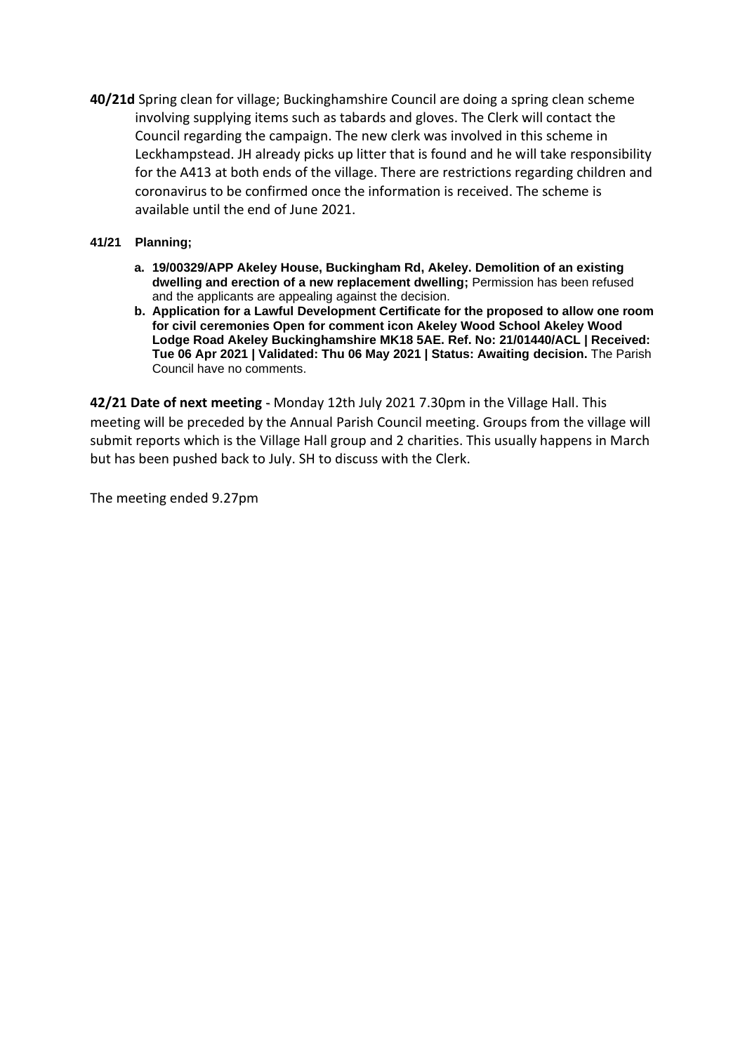**40/21d** Spring clean for village; Buckinghamshire Council are doing a spring clean scheme involving supplying items such as tabards and gloves. The Clerk will contact the Council regarding the campaign. The new clerk was involved in this scheme in Leckhampstead. JH already picks up litter that is found and he will take responsibility for the A413 at both ends of the village. There are restrictions regarding children and coronavirus to be confirmed once the information is received. The scheme is available until the end of June 2021.

**41/21 Planning;**

a. **19/00329/APP Akeley House, Buckingham Rd, Akeley. Demolition of an existing dwelling and erection of a new replacement dwelling;** Permission has been refused and the applicants are appealing against the decision.
b. **Application for a Lawful Development Certificate for the proposed to allow one room for civil ceremonies Open for comment icon Akeley Wood School Akeley Wood Lodge Road Akeley Buckinghamshire MK18 5AE. Ref. No: 21/01440/ACL | Received: Tue 06 Apr 2021 | Validated: Thu 06 May 2021 | Status: Awaiting decision.** The Parish Council have no comments.

**42/21 Date of next meeting** - Monday 12th July 2021 7.30pm in the Village Hall. This meeting will be preceded by the Annual Parish Council meeting. Groups from the village will submit reports which is the Village Hall group and 2 charities. This usually happens in March but has been pushed back to July. SH to discuss with the Clerk.

The meeting ended 9.27pm